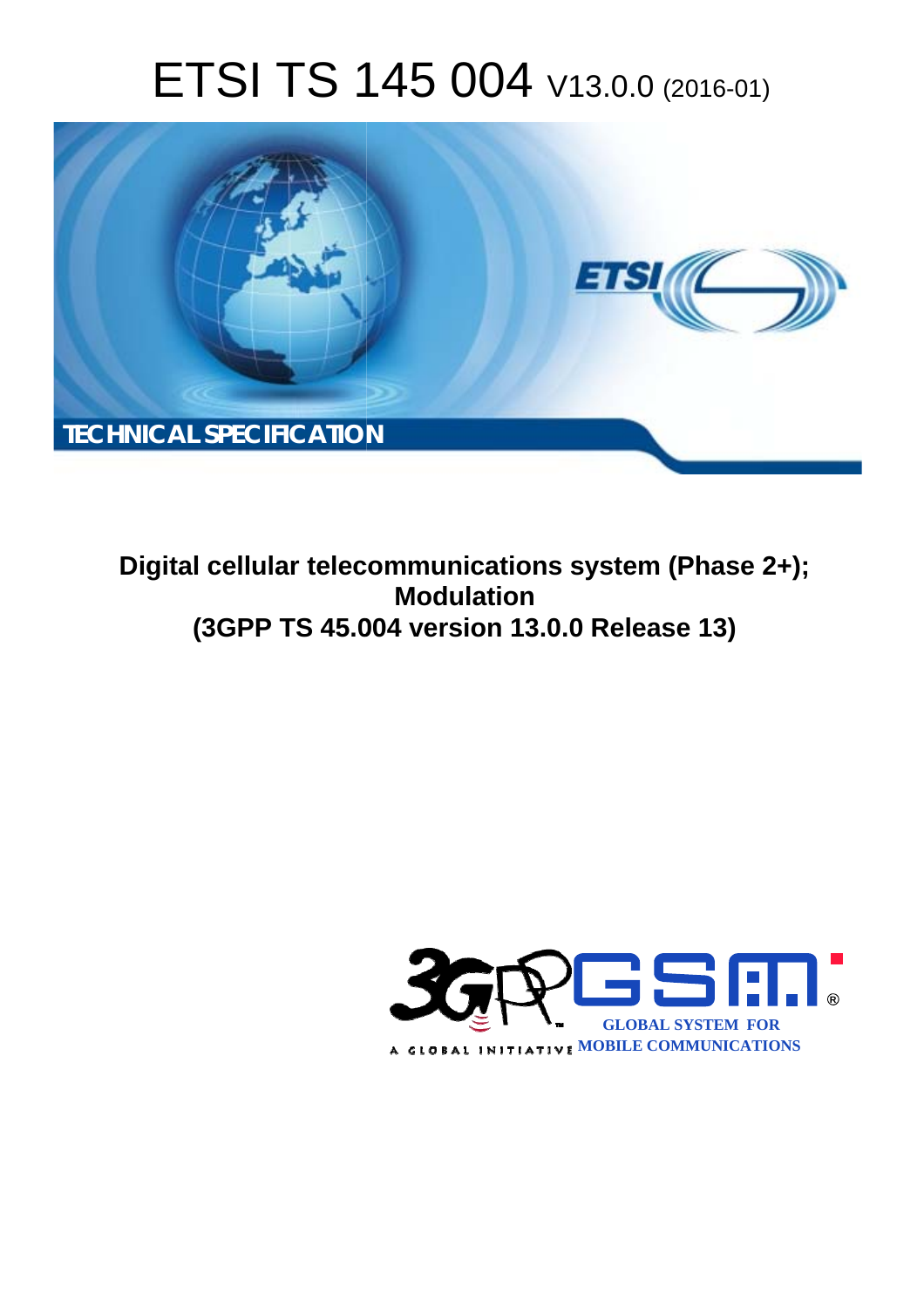# ETSI TS 145 004 V13.0.0 (2016-01)

TECHNICAL SPECIFICATION

**Digital cellular telecommunications system (Phase 2+); Modulation (3GPP TS 45.004 version 13.0.0 Release 13)**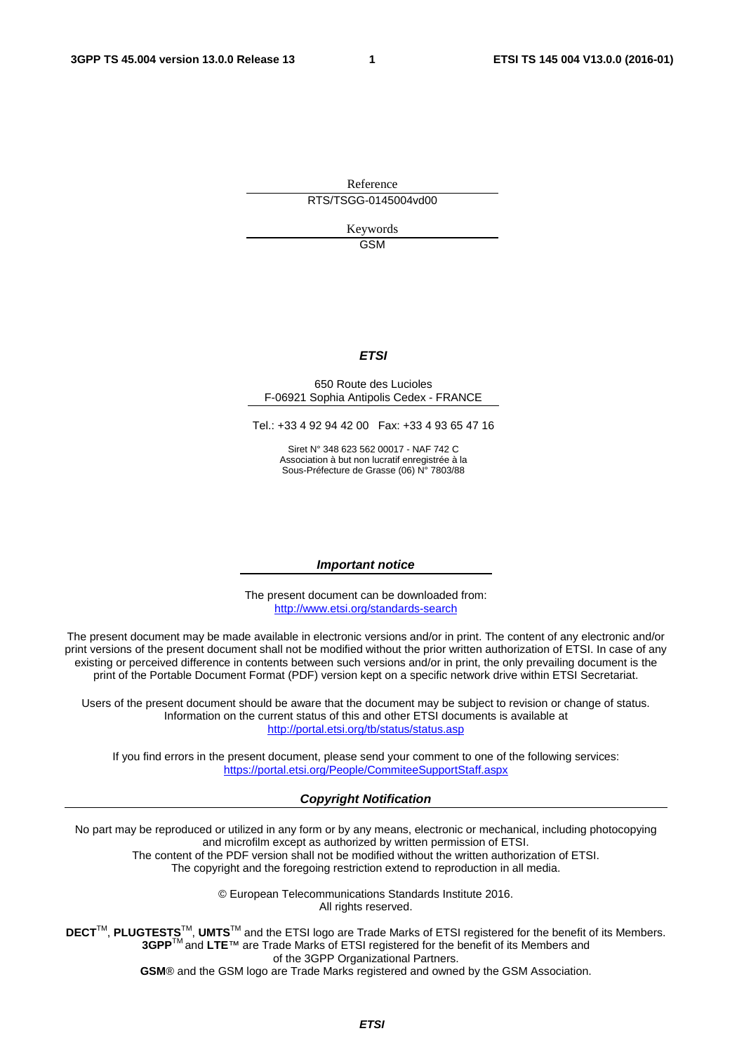Reference

RTS/TSGG-0145004vd00

Keywords

GSM

***ETSI***

650 Route des Lucioles
F-06921 Sophia Antipolis Cedex - FRANCE

Tel.: +33 4 92 94 42 00 Fax: +33 4 93 65 47 16

Siret N° 348 623 562 00017 - NAF 742 C
Association à but non lucratif enregistrée à la
Sous-Préfecture de Grasse (06) N° 7803/88

***Important notice***

The present document can be downloaded from:
http://www.etsi.org/standards-search

The present document may be made available in electronic versions and/or in print. The content of any electronic and/or print versions of the present document shall not be modified without the prior written authorization of ETSI. In case of any existing or perceived difference in contents between such versions and/or in print, the only prevailing document is the print of the Portable Document Format (PDF) version kept on a specific network drive within ETSI Secretariat.

Users of the present document should be aware that the document may be subject to revision or change of status. Information on the current status of this and other ETSI documents is available at
http://portal.etsi.org/tb/status/status.asp

If you find errors in the present document, please send your comment to one of the following services:
https://portal.etsi.org/People/CommiteeSupportStaff.aspx

***Copyright Notification***

No part may be reproduced or utilized in any form or by any means, electronic or mechanical, including photocopying and microfilm except as authorized by written permission of ETSI.
The content of the PDF version shall not be modified without the written authorization of ETSI.
The copyright and the foregoing restriction extend to reproduction in all media.

© European Telecommunications Standards Institute 2016.
All rights reserved.

**DECT**™, **PLUGTESTS**™, **UMTS**™ and the ETSI logo are Trade Marks of ETSI registered for the benefit of its Members.
**3GPP**™ and **LTE**™ are Trade Marks of ETSI registered for the benefit of its Members and of the 3GPP Organizational Partners.
**GSM**® and the GSM logo are Trade Marks registered and owned by the GSM Association.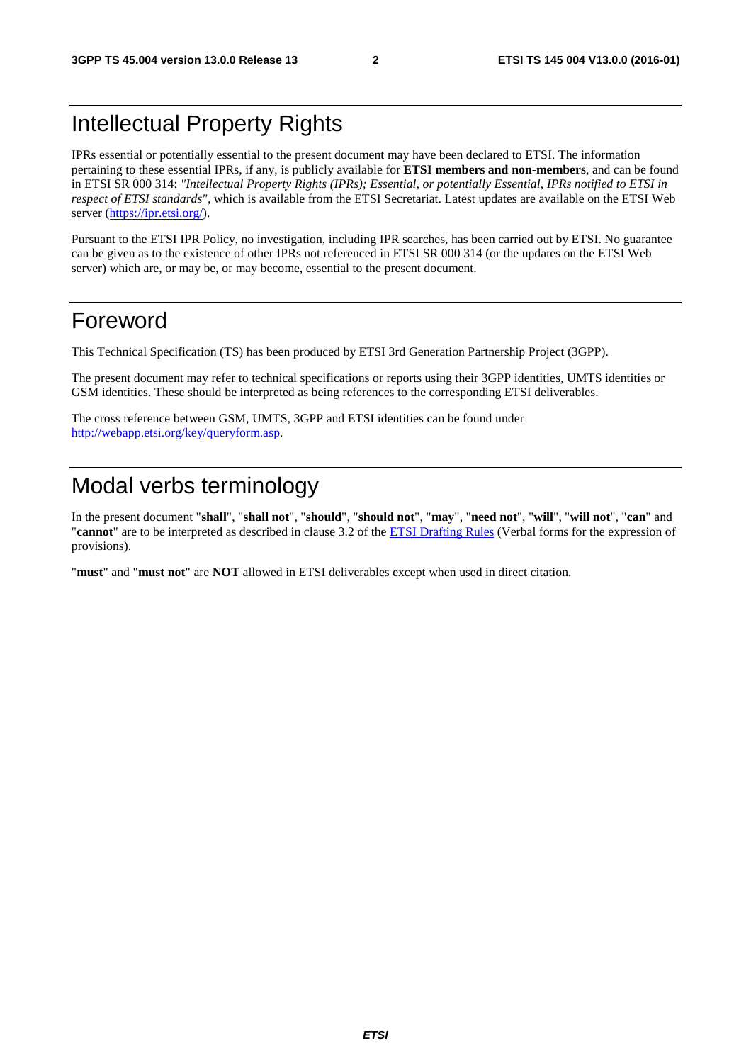# Intellectual Property Rights

IPRs essential or potentially essential to the present document may have been declared to ETSI. The information pertaining to these essential IPRs, if any, is publicly available for **ETSI members and non-members**, and can be found in ETSI SR 000 314: *"Intellectual Property Rights (IPRs); Essential, or potentially Essential, IPRs notified to ETSI in respect of ETSI standards"*, which is available from the ETSI Secretariat. Latest updates are available on the ETSI Web server (https://ipr.etsi.org/).

Pursuant to the ETSI IPR Policy, no investigation, including IPR searches, has been carried out by ETSI. No guarantee can be given as to the existence of other IPRs not referenced in ETSI SR 000 314 (or the updates on the ETSI Web server) which are, or may be, or may become, essential to the present document.

# Foreword

This Technical Specification (TS) has been produced by ETSI 3rd Generation Partnership Project (3GPP).

The present document may refer to technical specifications or reports using their 3GPP identities, UMTS identities or GSM identities. These should be interpreted as being references to the corresponding ETSI deliverables.

The cross reference between GSM, UMTS, 3GPP and ETSI identities can be found under http://webapp.etsi.org/key/queryform.asp.

# Modal verbs terminology

In the present document "**shall**", "**shall not**", "**should**", "**should not**", "**may**", "**need not**", "**will**", "**will not**", "**can**" and "**cannot**" are to be interpreted as described in clause 3.2 of the ETSI Drafting Rules (Verbal forms for the expression of provisions).

"**must**" and "**must not**" are **NOT** allowed in ETSI deliverables except when used in direct citation.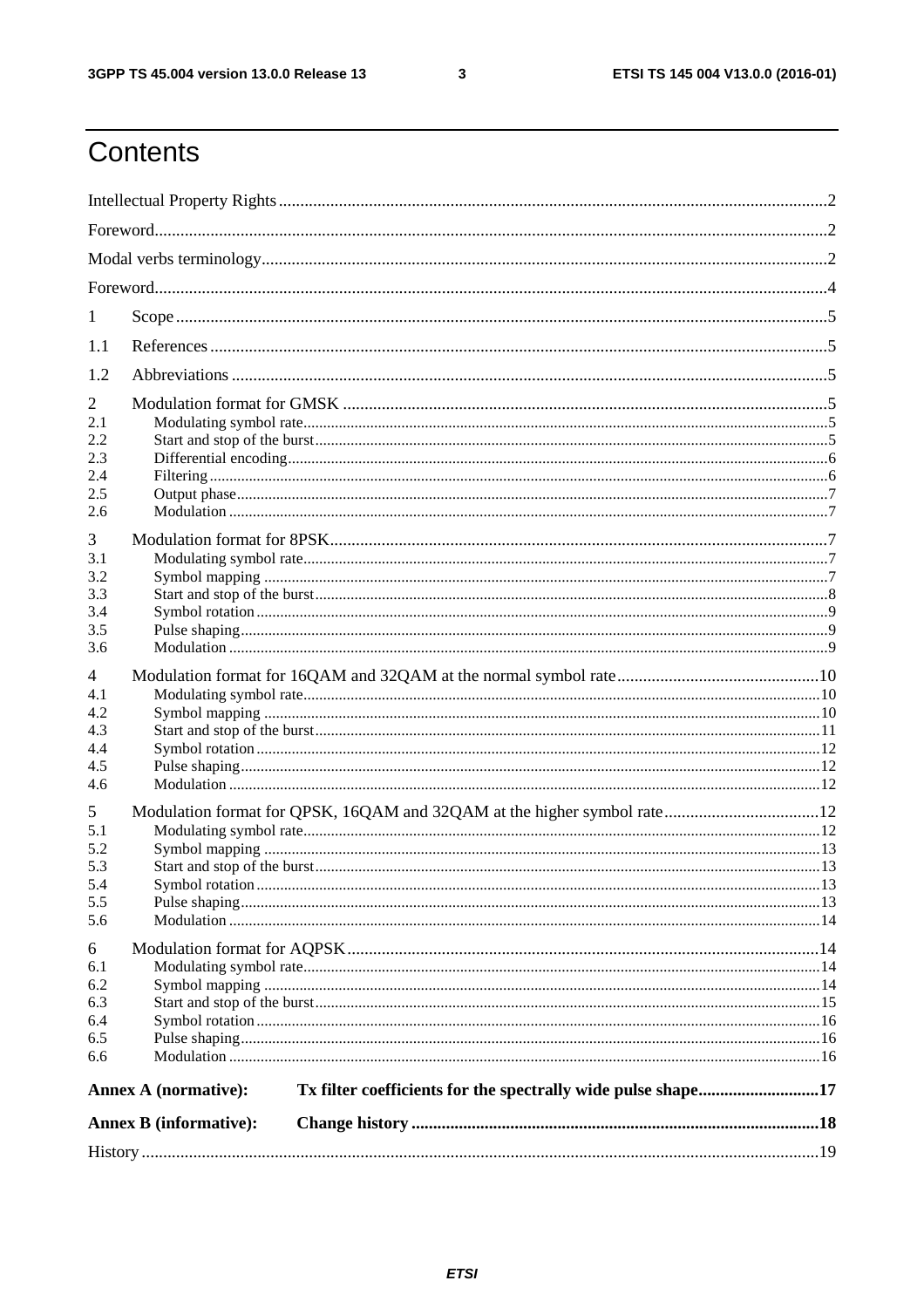# Contents

Intellectual Property Rights ..... 2

Foreword ..... 2

Modal verbs terminology ..... 2

Foreword ..... 4

1 Scope ..... 5

1.1 References ..... 5

1.2 Abbreviations ..... 5

2 Modulation format for GMSK ..... 5

2.1 Modulating symbol rate ..... 5

2.2 Start and stop of the burst ..... 5

2.3 Differential encoding ..... 6

2.4 Filtering ..... 6

2.5 Output phase ..... 7

2.6 Modulation ..... 7

3 Modulation format for 8PSK ..... 7

3.1 Modulating symbol rate ..... 7

3.2 Symbol mapping ..... 7

3.3 Start and stop of the burst ..... 8

3.4 Symbol rotation ..... 9

3.5 Pulse shaping ..... 9

3.6 Modulation ..... 9

4 Modulation format for 16QAM and 32QAM at the normal symbol rate ..... 10

4.1 Modulating symbol rate ..... 10

4.2 Symbol mapping ..... 10

4.3 Start and stop of the burst ..... 11

4.4 Symbol rotation ..... 12

4.5 Pulse shaping ..... 12

4.6 Modulation ..... 12

5 Modulation format for QPSK, 16QAM and 32QAM at the higher symbol rate ..... 12

5.1 Modulating symbol rate ..... 12

5.2 Symbol mapping ..... 13

5.3 Start and stop of the burst ..... 13

5.4 Symbol rotation ..... 13

5.5 Pulse shaping ..... 13

5.6 Modulation ..... 14

6 Modulation format for AQPSK ..... 14

6.1 Modulating symbol rate ..... 14

6.2 Symbol mapping ..... 14

6.3 Start and stop of the burst ..... 15

6.4 Symbol rotation ..... 16

6.5 Pulse shaping ..... 16

6.6 Modulation ..... 16

**Annex A (normative): Tx filter coefficients for the spectrally wide pulse shape ..... 17**

**Annex B (informative): Change history ..... 18**

History ..... 19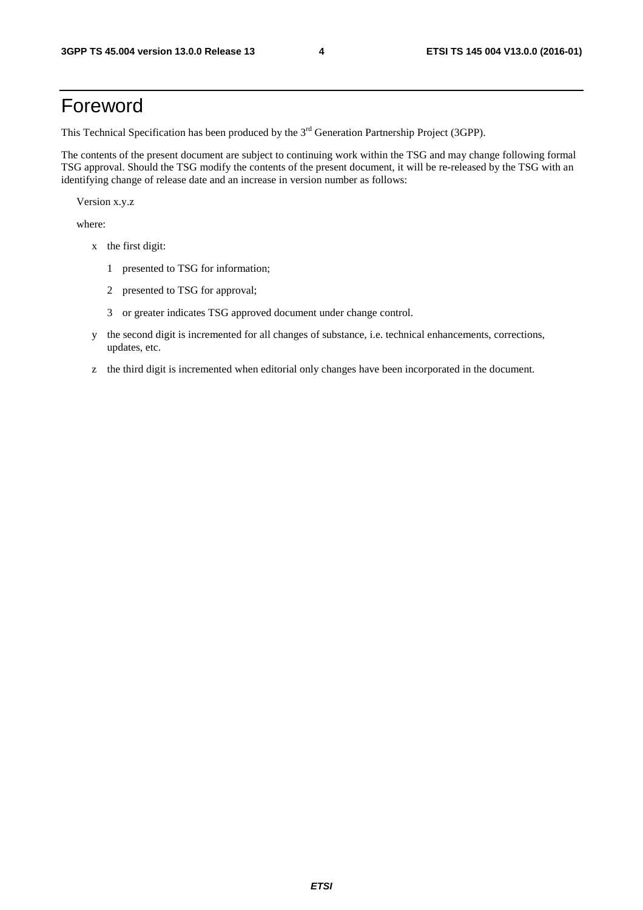# Foreword

This Technical Specification has been produced by the 3rd Generation Partnership Project (3GPP).

The contents of the present document are subject to continuing work within the TSG and may change following formal TSG approval. Should the TSG modify the contents of the present document, it will be re-released by the TSG with an identifying change of release date and an increase in version number as follows:

Version x.y.z

where:

- x the first digit:
  - 1 presented to TSG for information;
  - 2 presented to TSG for approval;
  - 3 or greater indicates TSG approved document under change control.
- y the second digit is incremented for all changes of substance, i.e. technical enhancements, corrections, updates, etc.
- z the third digit is incremented when editorial only changes have been incorporated in the document.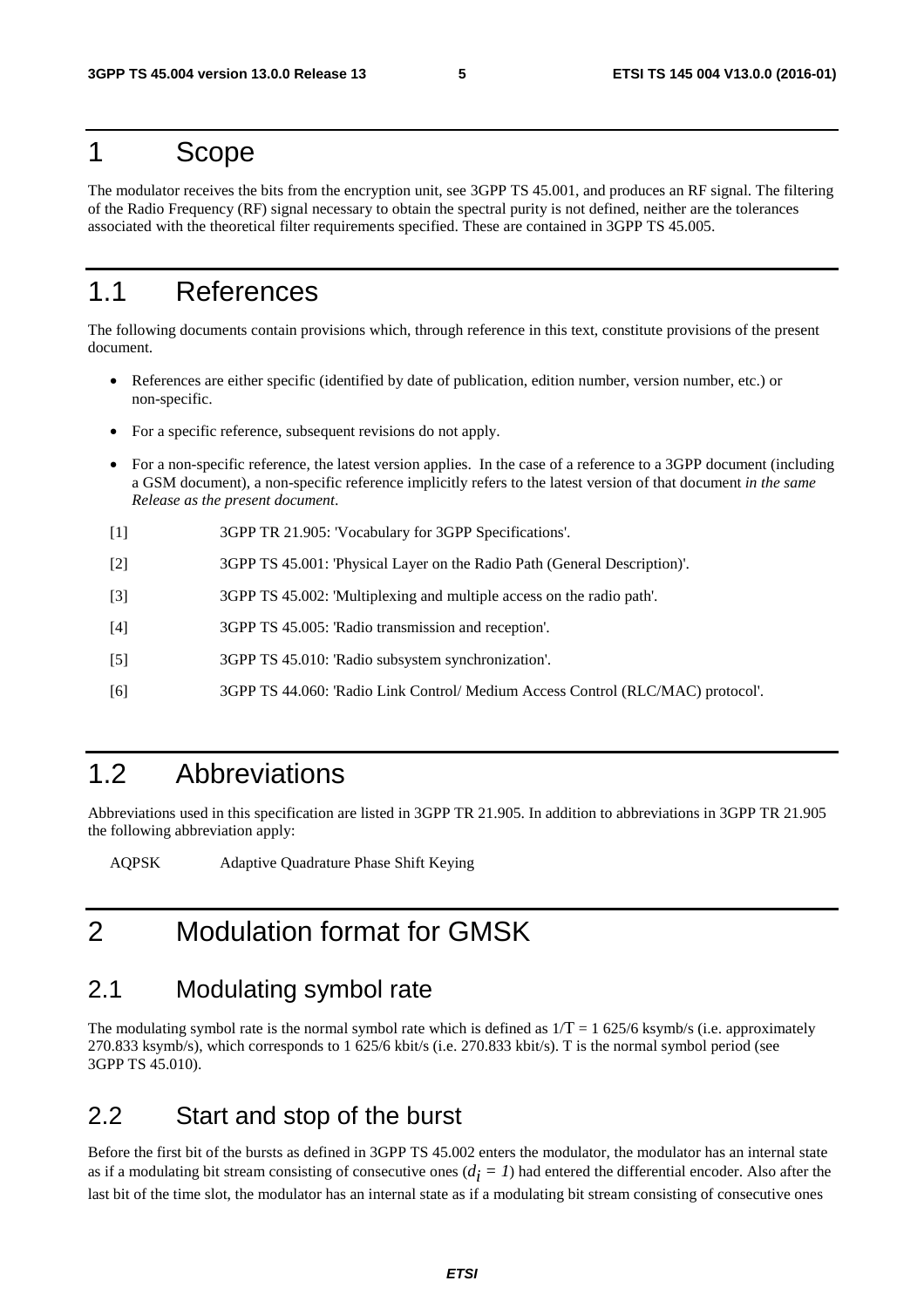# 1 Scope

The modulator receives the bits from the encryption unit, see 3GPP TS 45.001, and produces an RF signal. The filtering of the Radio Frequency (RF) signal necessary to obtain the spectral purity is not defined, neither are the tolerances associated with the theoretical filter requirements specified. These are contained in 3GPP TS 45.005.

# 1.1 References

The following documents contain provisions which, through reference in this text, constitute provisions of the present document.

- References are either specific (identified by date of publication, edition number, version number, etc.) or non-specific.
- For a specific reference, subsequent revisions do not apply.
- For a non-specific reference, the latest version applies. In the case of a reference to a 3GPP document (including a GSM document), a non-specific reference implicitly refers to the latest version of that document *in the same Release as the present document*.

[1] 3GPP TR 21.905: 'Vocabulary for 3GPP Specifications'.

[2] 3GPP TS 45.001: 'Physical Layer on the Radio Path (General Description)'.

[3] 3GPP TS 45.002: 'Multiplexing and multiple access on the radio path'.

[4] 3GPP TS 45.005: 'Radio transmission and reception'.

[5] 3GPP TS 45.010: 'Radio subsystem synchronization'.

[6] 3GPP TS 44.060: 'Radio Link Control/ Medium Access Control (RLC/MAC) protocol'.

# 1.2 Abbreviations

Abbreviations used in this specification are listed in 3GPP TR 21.905. In addition to abbreviations in 3GPP TR 21.905 the following abbreviation apply:

AQPSK Adaptive Quadrature Phase Shift Keying

# 2 Modulation format for GMSK

## 2.1 Modulating symbol rate

The modulating symbol rate is the normal symbol rate which is defined as $1/T$ = 1 625/6 ksymb/s (i.e. approximately 270.833 ksymb/s), which corresponds to 1 625/6 kbit/s (i.e. 270.833 kbit/s). T is the normal symbol period (see 3GPP TS 45.010).

## 2.2 Start and stop of the burst

Before the first bit of the bursts as defined in 3GPP TS 45.002 enters the modulator, the modulator has an internal state as if a modulating bit stream consisting of consecutive ones ($d_i = 1$) had entered the differential encoder. Also after the last bit of the time slot, the modulator has an internal state as if a modulating bit stream consisting of consecutive ones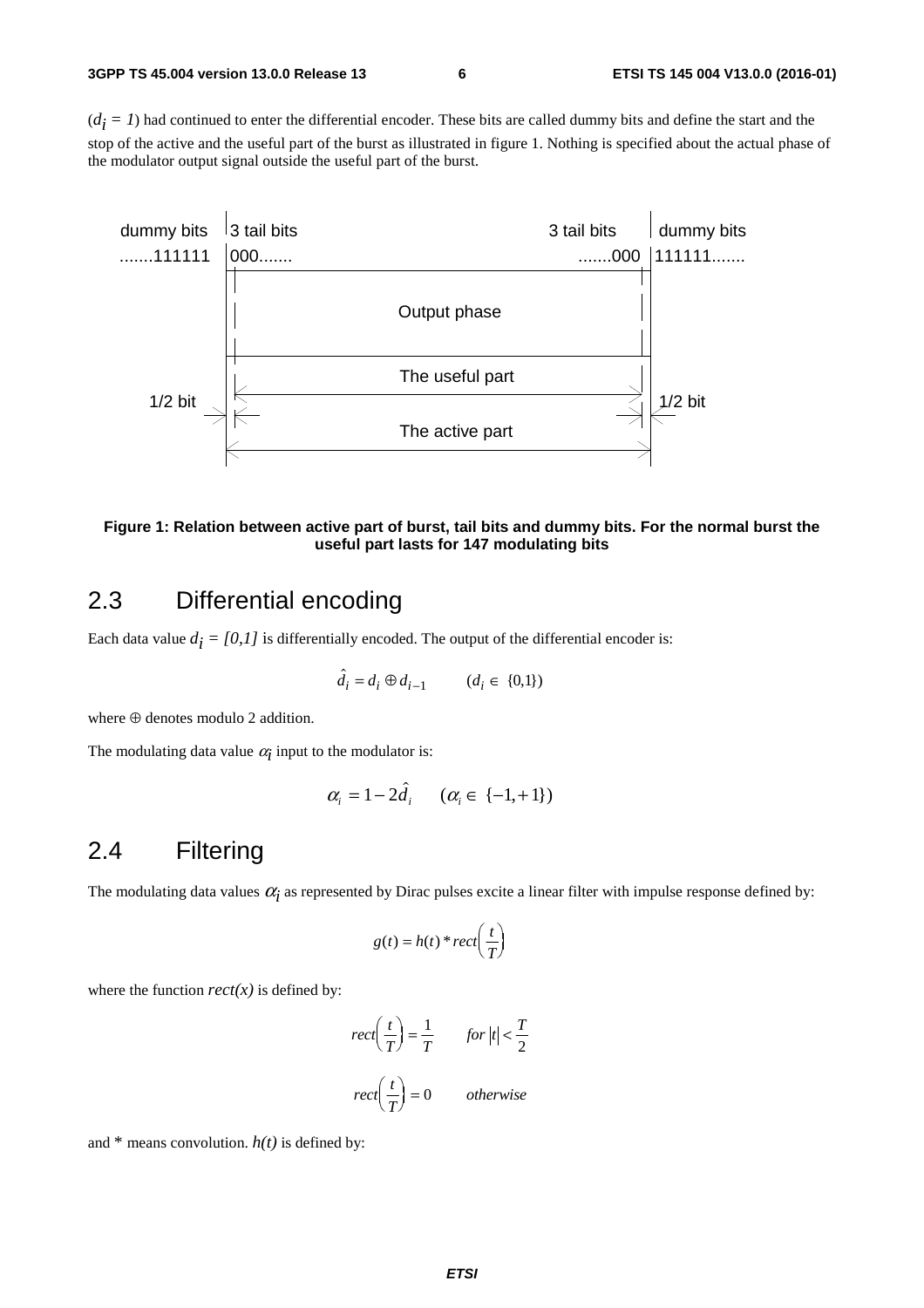($d_i = 1$) had continued to enter the differential encoder. These bits are called dummy bits and define the start and the stop of the active and the useful part of the burst as illustrated in figure 1. Nothing is specified about the actual phase of the modulator output signal outside the useful part of the burst.

dummy bits .......111111 | 3 tail bits 000....... | 3 tail bits .......000 | dummy bits 111111.......

Output phase

The useful part

1/2 bit — The active part — 1/2 bit

**Figure 1: Relation between active part of burst, tail bits and dummy bits. For the normal burst the useful part lasts for 147 modulating bits**

## 2.3 Differential encoding

Each data value $d_i = [0,1]$ is differentially encoded. The output of the differential encoder is:

$$\hat{d}_i = d_i \oplus d_{i-1} \qquad (d_i \in \{0,1\})$$

where $\oplus$ denotes modulo 2 addition.

The modulating data value $\alpha_i$ input to the modulator is:

$$\alpha_i = 1 - 2\hat{d}_i \qquad (\alpha_i \in \{-1,+1\})$$

## 2.4 Filtering

The modulating data values $\alpha_i$ as represented by Dirac pulses excite a linear filter with impulse response defined by:

$$g(t) = h(t) * rect\left(\frac{t}{T}\right)$$

where the function $rect(x)$ is defined by:

$$rect\left(\frac{t}{T}\right) = \frac{1}{T} \qquad for\ |t| < \frac{T}{2}$$

$$rect\left(\frac{t}{T}\right) = 0 \qquad otherwise$$

and * means convolution. $h(t)$ is defined by: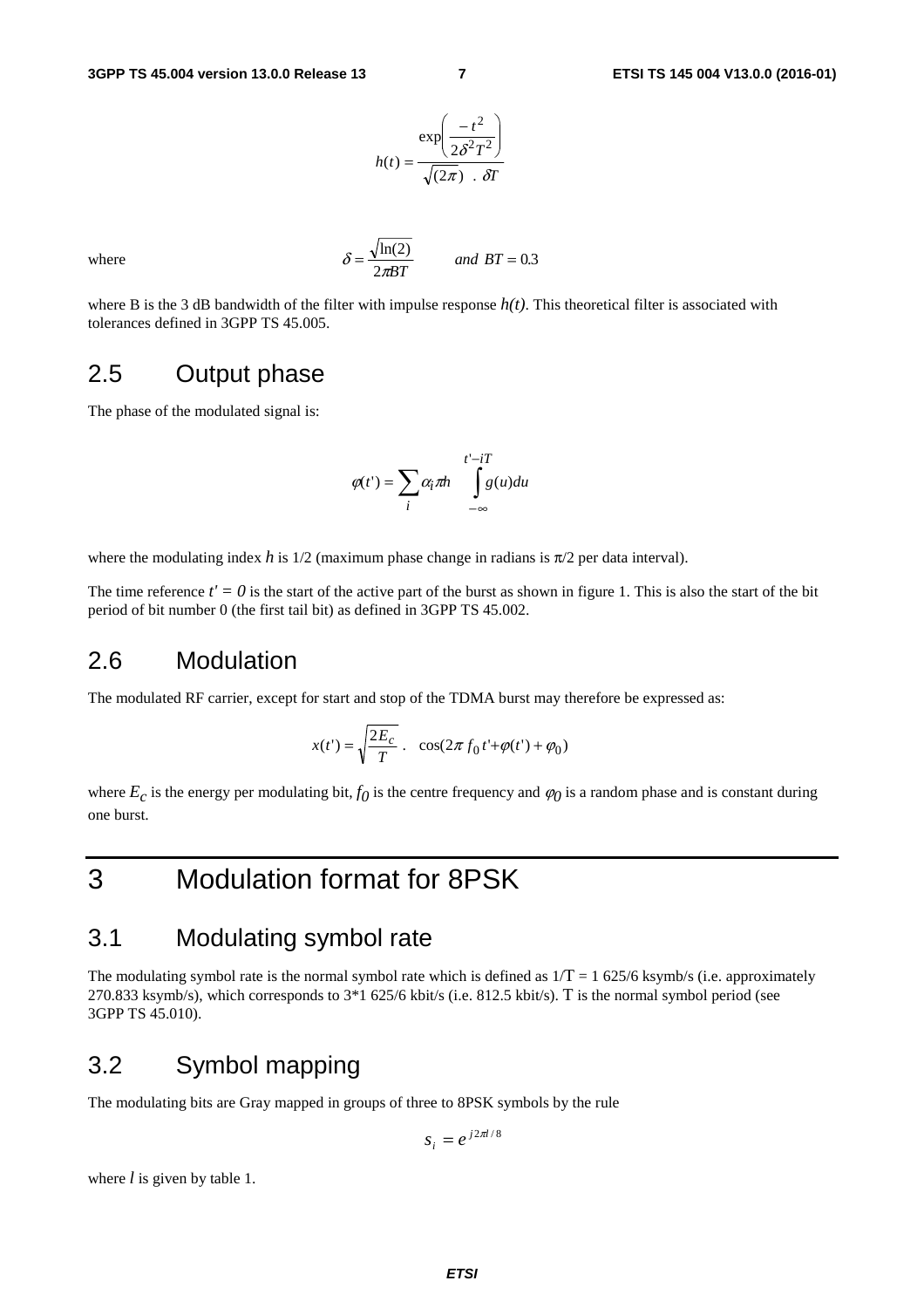$$h(t) = \frac{\exp\left(\frac{-t^2}{2\delta^2 T^2}\right)}{\sqrt{(2\pi)}\ .\ \delta T}$$

where $\delta = \frac{\sqrt{\ln(2)}}{2\pi BT}$ *and* $BT = 0.3$

where B is the 3 dB bandwidth of the filter with impulse response $h(t)$. This theoretical filter is associated with tolerances defined in 3GPP TS 45.005.

## 2.5 Output phase

The phase of the modulated signal is:

$$\varphi(t') = \sum_i \alpha_i \pi h \int_{-\infty}^{t'-iT} g(u)du$$

where the modulating index $h$ is 1/2 (maximum phase change in radians is $\pi/2$ per data interval).

The time reference $t' = 0$ is the start of the active part of the burst as shown in figure 1. This is also the start of the bit period of bit number 0 (the first tail bit) as defined in 3GPP TS 45.002.

## 2.6 Modulation

The modulated RF carrier, except for start and stop of the TDMA burst may therefore be expressed as:

$$x(t') = \sqrt{\frac{2E_c}{T}}\ .\quad \cos(2\pi\, f_0\, t' + \varphi(t') + \varphi_0)$$

where $E_c$ is the energy per modulating bit, $f_0$ is the centre frequency and $\varphi_0$ is a random phase and is constant during one burst.

# 3 Modulation format for 8PSK

## 3.1 Modulating symbol rate

The modulating symbol rate is the normal symbol rate which is defined as $1/T$ = 1 625/6 ksymb/s (i.e. approximately 270.833 ksymb/s), which corresponds to 3*1 625/6 kbit/s (i.e. 812.5 kbit/s). T is the normal symbol period (see 3GPP TS 45.010).

## 3.2 Symbol mapping

The modulating bits are Gray mapped in groups of three to 8PSK symbols by the rule

$$s_i = e^{j2\pi l/8}$$

where $l$ is given by table 1.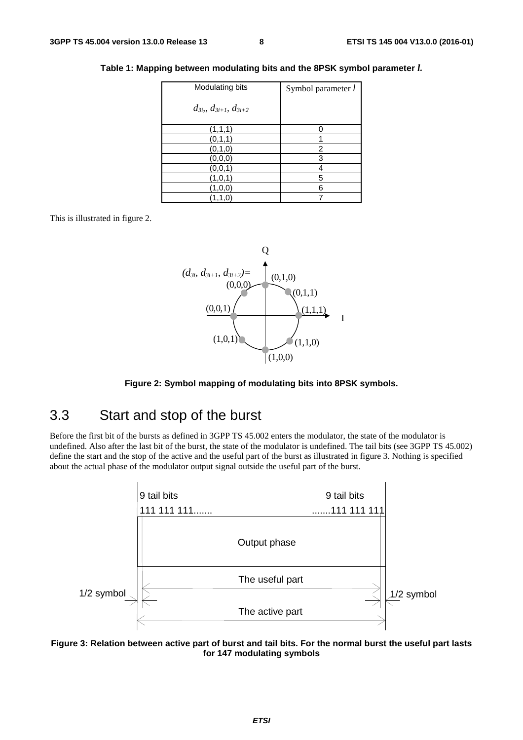**Table 1: Mapping between modulating bits and the 8PSK symbol parameter *l*.**

| Modulating bits $d_{3i}$, $d_{3i+1}$, $d_{3i+2}$ | Symbol parameter $l$ |
|---|---|
| (1,1,1) | 0 |
| (0,1,1) | 1 |
| (0,1,0) | 2 |
| (0,0,0) | 3 |
| (0,0,1) | 4 |
| (1,0,1) | 5 |
| (1,0,0) | 6 |
| (1,1,0) | 7 |

This is illustrated in figure 2.

**Figure 2: Symbol mapping of modulating bits into 8PSK symbols.**

## 3.3 Start and stop of the burst

Before the first bit of the bursts as defined in 3GPP TS 45.002 enters the modulator, the state of the modulator is undefined. Also after the last bit of the burst, the state of the modulator is undefined. The tail bits (see 3GPP TS 45.002) define the start and the stop of the active and the useful part of the burst as illustrated in figure 3. Nothing is specified about the actual phase of the modulator output signal outside the useful part of the burst.

**Figure 3: Relation between active part of burst and tail bits. For the normal burst the useful part lasts for 147 modulating symbols**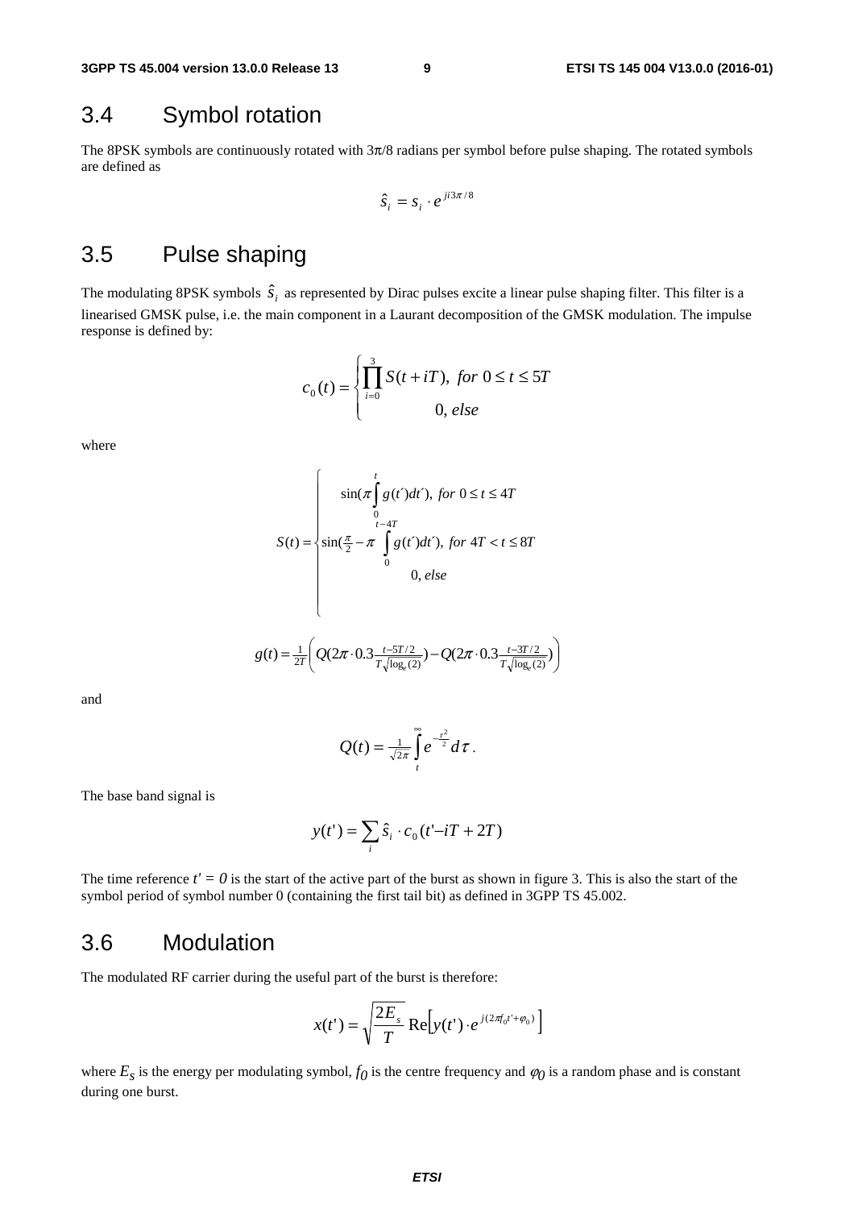## 3.4 Symbol rotation

The 8PSK symbols are continuously rotated with $3\pi/8$ radians per symbol before pulse shaping. The rotated symbols are defined as

$$\hat{s}_i = s_i \cdot e^{ji3\pi/8}$$

## 3.5 Pulse shaping

The modulating 8PSK symbols $\hat{s}_i$ as represented by Dirac pulses excite a linear pulse shaping filter. This filter is a linearised GMSK pulse, i.e. the main component in a Laurant decomposition of the GMSK modulation. The impulse response is defined by:

$$c_0(t) = \begin{cases} \prod_{i=0}^{3} S(t+iT), \ for \ 0 \le t \le 5T \\ 0, \ else \end{cases}$$

where

$$S(t) = \begin{cases} \sin(\pi \int_0^t g(t')dt'), \ for \ 0 \le t \le 4T \\ \sin(\frac{\pi}{2} - \pi \int_0^{t-4T} g(t')dt'), \ for \ 4T < t \le 8T \\ 0, \ else \end{cases}$$

$$g(t) = \frac{1}{2T}\left( Q(2\pi \cdot 0.3 \frac{t-5T/2}{T\sqrt{\log_e(2)}}) - Q(2\pi \cdot 0.3 \frac{t-3T/2}{T\sqrt{\log_e(2)}}) \right)$$

and

$$Q(t) = \frac{1}{\sqrt{2\pi}} \int_t^{\infty} e^{-\frac{\tau^2}{2}} d\tau \, .$$

The base band signal is

$$y(t') = \sum_i \hat{s}_i \cdot c_0(t' - iT + 2T)$$

The time reference $t' = 0$ is the start of the active part of the burst as shown in figure 3. This is also the start of the symbol period of symbol number 0 (containing the first tail bit) as defined in 3GPP TS 45.002.

## 3.6 Modulation

The modulated RF carrier during the useful part of the burst is therefore:

$$x(t') = \sqrt{\frac{2E_s}{T}} \operatorname{Re}\left[ y(t') \cdot e^{j(2\pi f_0 t' + \varphi_0)} \right]$$

where $E_S$ is the energy per modulating symbol, $f_0$ is the centre frequency and $\varphi_0$ is a random phase and is constant during one burst.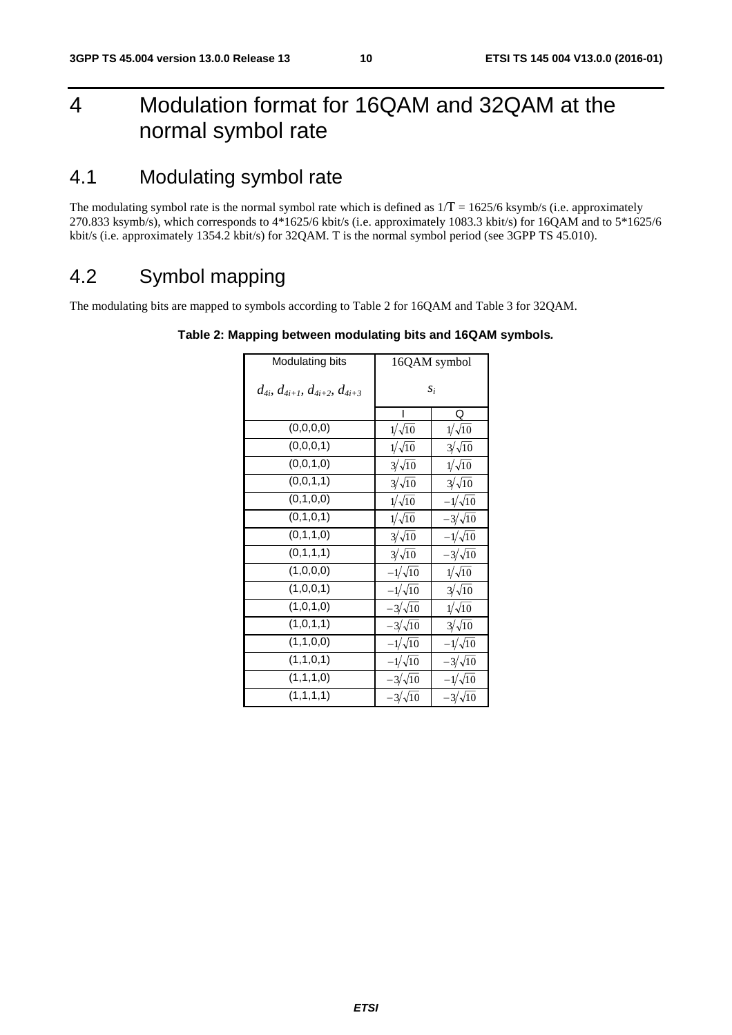# 4 Modulation format for 16QAM and 32QAM at the normal symbol rate

## 4.1 Modulating symbol rate

The modulating symbol rate is the normal symbol rate which is defined as $1/T = 1625/6$ ksymb/s (i.e. approximately 270.833 ksymb/s), which corresponds to 4*1625/6 kbit/s (i.e. approximately 1083.3 kbit/s) for 16QAM and to 5*1625/6 kbit/s (i.e. approximately 1354.2 kbit/s) for 32QAM. T is the normal symbol period (see 3GPP TS 45.010).

## 4.2 Symbol mapping

The modulating bits are mapped to symbols according to Table 2 for 16QAM and Table 3 for 32QAM.

**Table 2: Mapping between modulating bits and 16QAM symbols.**

| Modulating bits $d_{4i}, d_{4i+1}, d_{4i+2}, d_{4i+3}$ | 16QAM symbol $s_i$ | |
|---|---|---|
| | I | Q |
| (0,0,0,0) | $1/\sqrt{10}$ | $1/\sqrt{10}$ |
| (0,0,0,1) | $1/\sqrt{10}$ | $3/\sqrt{10}$ |
| (0,0,1,0) | $3/\sqrt{10}$ | $1/\sqrt{10}$ |
| (0,0,1,1) | $3/\sqrt{10}$ | $3/\sqrt{10}$ |
| (0,1,0,0) | $1/\sqrt{10}$ | $-1/\sqrt{10}$ |
| (0,1,0,1) | $1/\sqrt{10}$ | $-3/\sqrt{10}$ |
| (0,1,1,0) | $3/\sqrt{10}$ | $-1/\sqrt{10}$ |
| (0,1,1,1) | $3/\sqrt{10}$ | $-3/\sqrt{10}$ |
| (1,0,0,0) | $-1/\sqrt{10}$ | $1/\sqrt{10}$ |
| (1,0,0,1) | $-1/\sqrt{10}$ | $3/\sqrt{10}$ |
| (1,0,1,0) | $-3/\sqrt{10}$ | $1/\sqrt{10}$ |
| (1,0,1,1) | $-3/\sqrt{10}$ | $3/\sqrt{10}$ |
| (1,1,0,0) | $-1/\sqrt{10}$ | $-1/\sqrt{10}$ |
| (1,1,0,1) | $-1/\sqrt{10}$ | $-3/\sqrt{10}$ |
| (1,1,1,0) | $-3/\sqrt{10}$ | $-1/\sqrt{10}$ |
| (1,1,1,1) | $-3/\sqrt{10}$ | $-3/\sqrt{10}$ |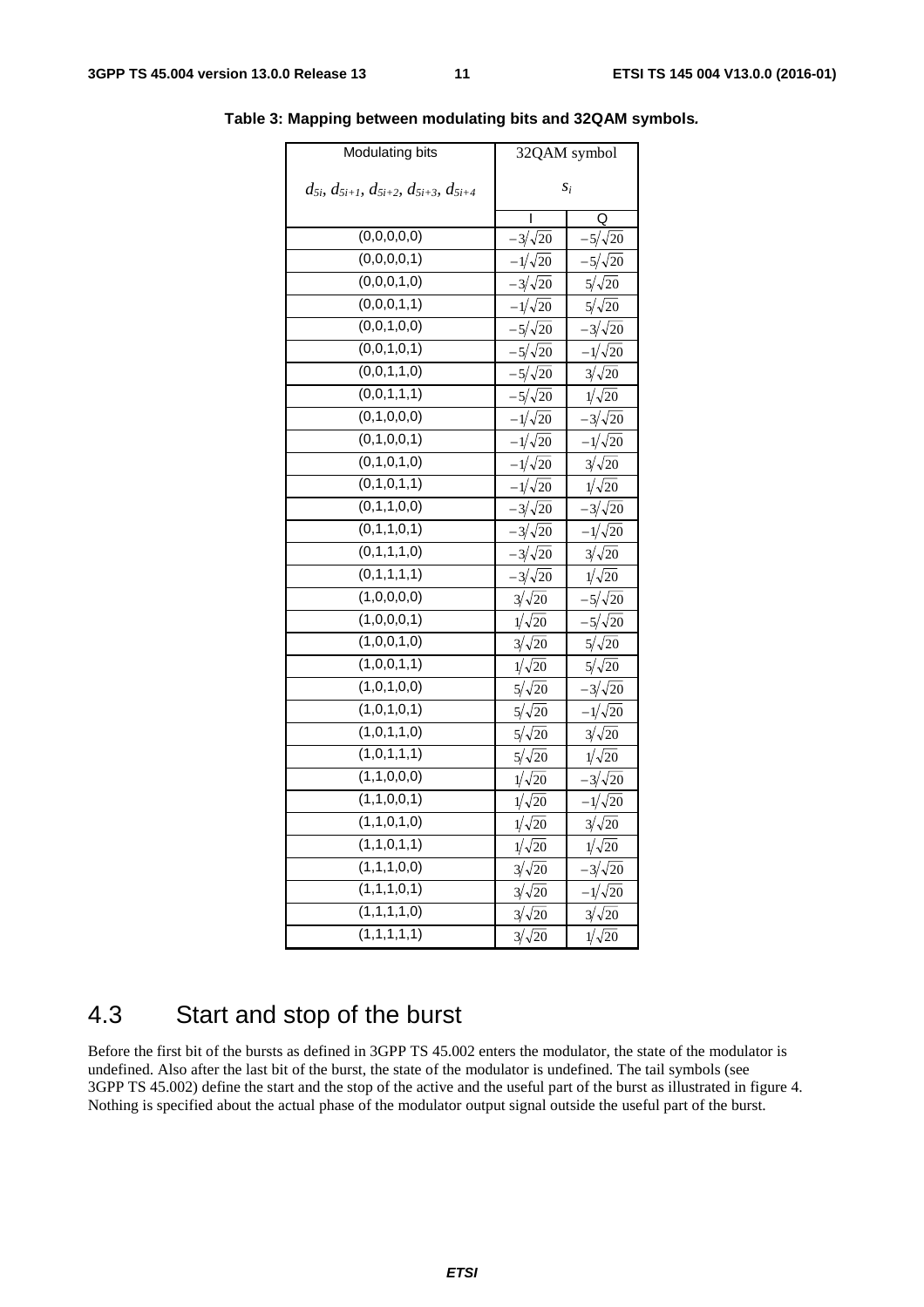**Table 3: Mapping between modulating bits and 32QAM symbols.**

| Modulating bits $d_{5i}, d_{5i+1}, d_{5i+2}, d_{5i+3}, d_{5i+4}$ | 32QAM symbol $s_i$ | |
|---|---|---|
| | I | Q |
| (0,0,0,0,0) | $-3/\sqrt{20}$ | $-5/\sqrt{20}$ |
| (0,0,0,0,1) | $-1/\sqrt{20}$ | $-5/\sqrt{20}$ |
| (0,0,0,1,0) | $-3/\sqrt{20}$ | $5/\sqrt{20}$ |
| (0,0,0,1,1) | $-1/\sqrt{20}$ | $5/\sqrt{20}$ |
| (0,0,1,0,0) | $-5/\sqrt{20}$ | $-3/\sqrt{20}$ |
| (0,0,1,0,1) | $-5/\sqrt{20}$ | $-1/\sqrt{20}$ |
| (0,0,1,1,0) | $-5/\sqrt{20}$ | $3/\sqrt{20}$ |
| (0,0,1,1,1) | $-5/\sqrt{20}$ | $1/\sqrt{20}$ |
| (0,1,0,0,0) | $-1/\sqrt{20}$ | $-3/\sqrt{20}$ |
| (0,1,0,0,1) | $-1/\sqrt{20}$ | $-1/\sqrt{20}$ |
| (0,1,0,1,0) | $-1/\sqrt{20}$ | $3/\sqrt{20}$ |
| (0,1,0,1,1) | $-1/\sqrt{20}$ | $1/\sqrt{20}$ |
| (0,1,1,0,0) | $-3/\sqrt{20}$ | $-3/\sqrt{20}$ |
| (0,1,1,0,1) | $-3/\sqrt{20}$ | $-1/\sqrt{20}$ |
| (0,1,1,1,0) | $-3/\sqrt{20}$ | $3/\sqrt{20}$ |
| (0,1,1,1,1) | $-3/\sqrt{20}$ | $1/\sqrt{20}$ |
| (1,0,0,0,0) | $3/\sqrt{20}$ | $-5/\sqrt{20}$ |
| (1,0,0,0,1) | $1/\sqrt{20}$ | $-5/\sqrt{20}$ |
| (1,0,0,1,0) | $3/\sqrt{20}$ | $5/\sqrt{20}$ |
| (1,0,0,1,1) | $1/\sqrt{20}$ | $5/\sqrt{20}$ |
| (1,0,1,0,0) | $5/\sqrt{20}$ | $-3/\sqrt{20}$ |
| (1,0,1,0,1) | $5/\sqrt{20}$ | $-1/\sqrt{20}$ |
| (1,0,1,1,0) | $5/\sqrt{20}$ | $3/\sqrt{20}$ |
| (1,0,1,1,1) | $5/\sqrt{20}$ | $1/\sqrt{20}$ |
| (1,1,0,0,0) | $1/\sqrt{20}$ | $-3/\sqrt{20}$ |
| (1,1,0,0,1) | $1/\sqrt{20}$ | $-1/\sqrt{20}$ |
| (1,1,0,1,0) | $1/\sqrt{20}$ | $3/\sqrt{20}$ |
| (1,1,0,1,1) | $1/\sqrt{20}$ | $1/\sqrt{20}$ |
| (1,1,1,0,0) | $3/\sqrt{20}$ | $-3/\sqrt{20}$ |
| (1,1,1,0,1) | $3/\sqrt{20}$ | $-1/\sqrt{20}$ |
| (1,1,1,1,0) | $3/\sqrt{20}$ | $3/\sqrt{20}$ |
| (1,1,1,1,1) | $3/\sqrt{20}$ | $1/\sqrt{20}$ |

## 4.3 Start and stop of the burst

Before the first bit of the bursts as defined in 3GPP TS 45.002 enters the modulator, the state of the modulator is undefined. Also after the last bit of the burst, the state of the modulator is undefined. The tail symbols (see 3GPP TS 45.002) define the start and the stop of the active and the useful part of the burst as illustrated in figure 4. Nothing is specified about the actual phase of the modulator output signal outside the useful part of the burst.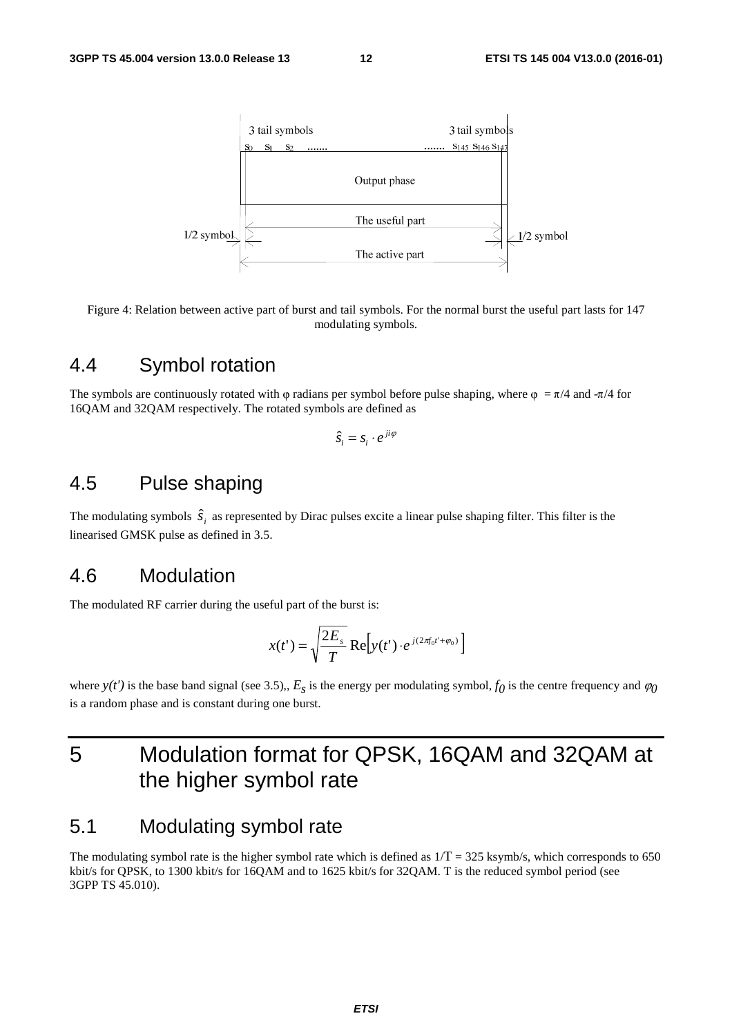Figure 4: Relation between active part of burst and tail symbols. For the normal burst the useful part lasts for 147 modulating symbols.

## 4.4 Symbol rotation

The symbols are continuously rotated with φ radians per symbol before pulse shaping, where φ = π/4 and -π/4 for 16QAM and 32QAM respectively. The rotated symbols are defined as

$$\hat{s}_i = s_i \cdot e^{ji\varphi}$$

## 4.5 Pulse shaping

The modulating symbols $\hat{s}_i$ as represented by Dirac pulses excite a linear pulse shaping filter. This filter is the linearised GMSK pulse as defined in 3.5.

## 4.6 Modulation

The modulated RF carrier during the useful part of the burst is:

$$x(t') = \sqrt{\frac{2E_s}{T}} \operatorname{Re}\left[ y(t') \cdot e^{j(2\pi f_0 t' + \varphi_0)} \right]$$

where $y(t')$ is the base band signal (see 3.5),, $E_s$ is the energy per modulating symbol, $f_0$ is the centre frequency and $\varphi_0$ is a random phase and is constant during one burst.

# 5 Modulation format for QPSK, 16QAM and 32QAM at the higher symbol rate

## 5.1 Modulating symbol rate

The modulating symbol rate is the higher symbol rate which is defined as 1/T = 325 ksymb/s, which corresponds to 650 kbit/s for QPSK, to 1300 kbit/s for 16QAM and to 1625 kbit/s for 32QAM. T is the reduced symbol period (see 3GPP TS 45.010).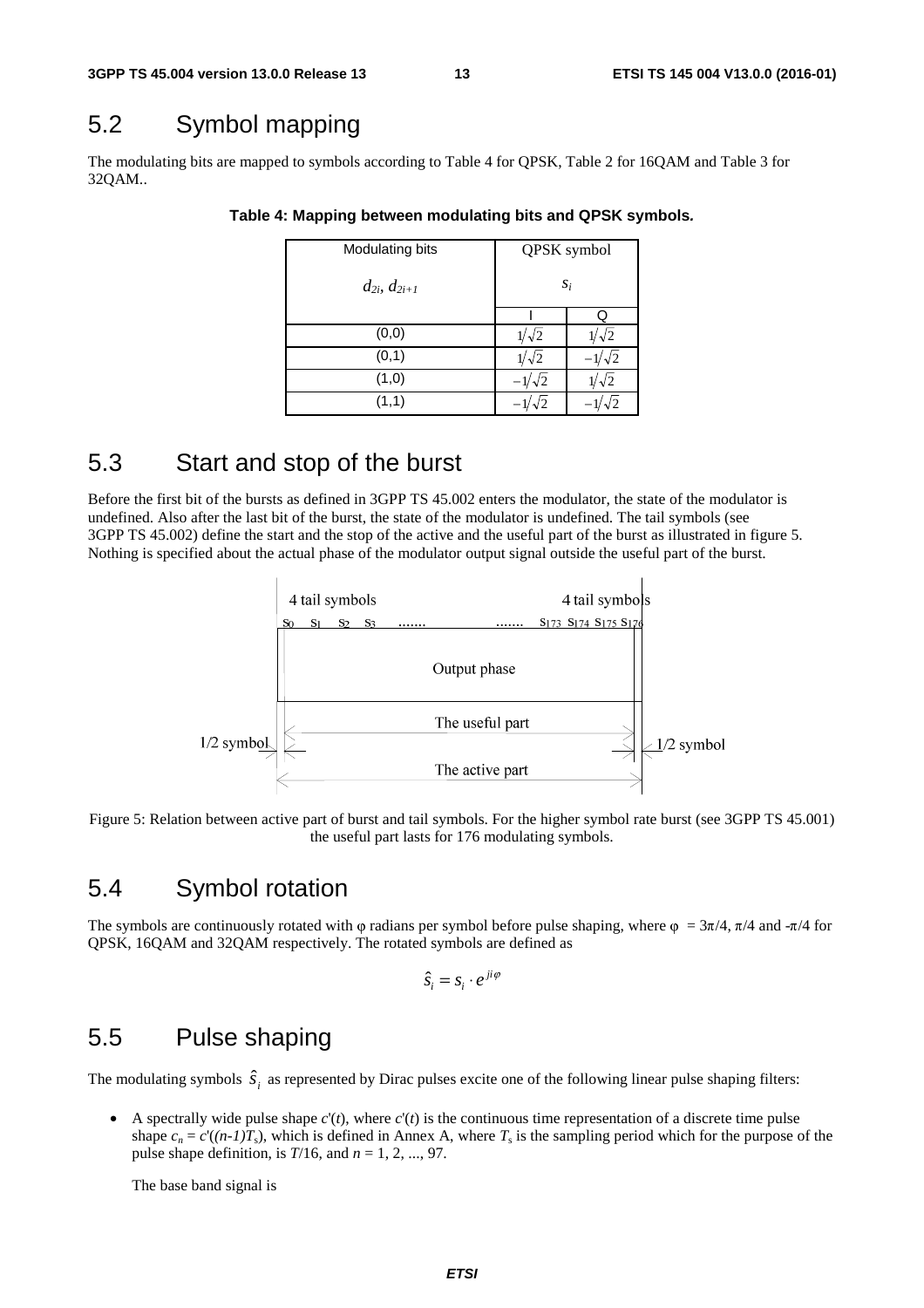## 5.2 Symbol mapping

The modulating bits are mapped to symbols according to Table 4 for QPSK, Table 2 for 16QAM and Table 3 for 32QAM..

**Table 4: Mapping between modulating bits and QPSK symbols.**

| Modulating bits $d_{2i}$, $d_{2i+1}$ | QPSK symbol $s_i$ | |
|---|---|---|
| | I | Q |
| (0,0) | $1/\sqrt{2}$ | $1/\sqrt{2}$ |
| (0,1) | $1/\sqrt{2}$ | $-1/\sqrt{2}$ |
| (1,0) | $-1/\sqrt{2}$ | $1/\sqrt{2}$ |
| (1,1) | $-1/\sqrt{2}$ | $-1/\sqrt{2}$ |

## 5.3 Start and stop of the burst

Before the first bit of the bursts as defined in 3GPP TS 45.002 enters the modulator, the state of the modulator is undefined. Also after the last bit of the burst, the state of the modulator is undefined. The tail symbols (see 3GPP TS 45.002) define the start and the stop of the active and the useful part of the burst as illustrated in figure 5. Nothing is specified about the actual phase of the modulator output signal outside the useful part of the burst.

Figure 5: Relation between active part of burst and tail symbols. For the higher symbol rate burst (see 3GPP TS 45.001) the useful part lasts for 176 modulating symbols.

## 5.4 Symbol rotation

The symbols are continuously rotated with φ radians per symbol before pulse shaping, where $\varphi = 3\pi/4$, $\pi/4$ and $-\pi/4$ for QPSK, 16QAM and 32QAM respectively. The rotated symbols are defined as

$$\hat{s}_i = s_i \cdot e^{ji\varphi}$$

## 5.5 Pulse shaping

The modulating symbols $\hat{s}_i$ as represented by Dirac pulses excite one of the following linear pulse shaping filters:

- A spectrally wide pulse shape $c'(t)$, where $c'(t)$ is the continuous time representation of a discrete time pulse shape $c_n = c'((n-1)T_s)$, which is defined in Annex A, where $T_s$ is the sampling period which for the purpose of the pulse shape definition, is $T/16$, and $n = 1, 2, ..., 97$.

  The base band signal is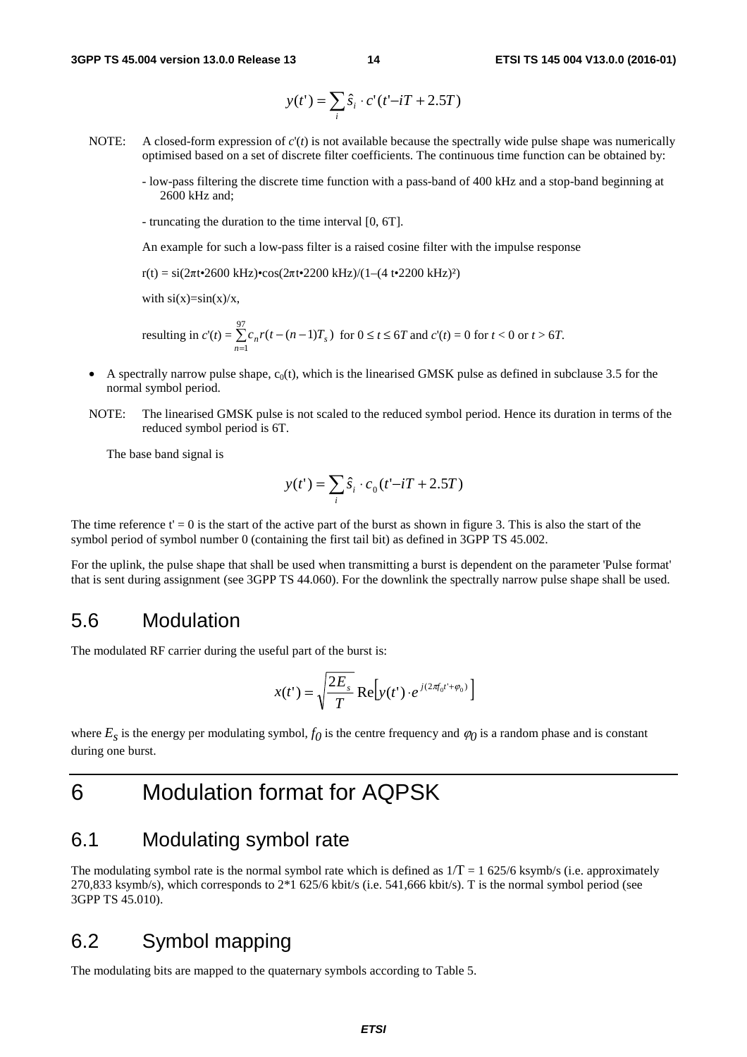$$y(t') = \sum_i \hat{s}_i \cdot c'(t' - iT + 2.5T)$$

NOTE: A closed-form expression of $c'(t)$ is not available because the spectrally wide pulse shape was numerically optimised based on a set of discrete filter coefficients. The continuous time function can be obtained by:

- low-pass filtering the discrete time function with a pass-band of 400 kHz and a stop-band beginning at 2600 kHz and;

- truncating the duration to the time interval [0, 6T].

An example for such a low-pass filter is a raised cosine filter with the impulse response

r(t) = si(2πt•2600 kHz)•cos(2πt•2200 kHz)/(1–(4 t•2200 kHz)²)

with si(x)=sin(x)/x,

resulting in $c'(t) = \sum_{n=1}^{97} c_n r(t-(n-1)T_s)$ for $0 \le t \le 6T$ and $c'(t) = 0$ for $t < 0$ or $t > 6T$.

- A spectrally narrow pulse shape, $c_0(t)$, which is the linearised GMSK pulse as defined in subclause 3.5 for the normal symbol period.

NOTE: The linearised GMSK pulse is not scaled to the reduced symbol period. Hence its duration in terms of the reduced symbol period is 6T.

The base band signal is

$$y(t') = \sum_i \hat{s}_i \cdot c_0(t' - iT + 2.5T)$$

The time reference t' = 0 is the start of the active part of the burst as shown in figure 3. This is also the start of the symbol period of symbol number 0 (containing the first tail bit) as defined in 3GPP TS 45.002.

For the uplink, the pulse shape that shall be used when transmitting a burst is dependent on the parameter 'Pulse format' that is sent during assignment (see 3GPP TS 44.060). For the downlink the spectrally narrow pulse shape shall be used.

## 5.6 Modulation

The modulated RF carrier during the useful part of the burst is:

$$x(t') = \sqrt{\frac{2E_s}{T}} \operatorname{Re}\left[ y(t') \cdot e^{j(2\pi f_0 t' + \varphi_0)} \right]$$

where $E_S$ is the energy per modulating symbol, $f_0$ is the centre frequency and $\varphi_0$ is a random phase and is constant during one burst.

# 6 Modulation format for AQPSK

## 6.1 Modulating symbol rate

The modulating symbol rate is the normal symbol rate which is defined as 1/T = 1 625/6 ksymb/s (i.e. approximately 270,833 ksymb/s), which corresponds to 2*1 625/6 kbit/s (i.e. 541,666 kbit/s). T is the normal symbol period (see 3GPP TS 45.010).

## 6.2 Symbol mapping

The modulating bits are mapped to the quaternary symbols according to Table 5.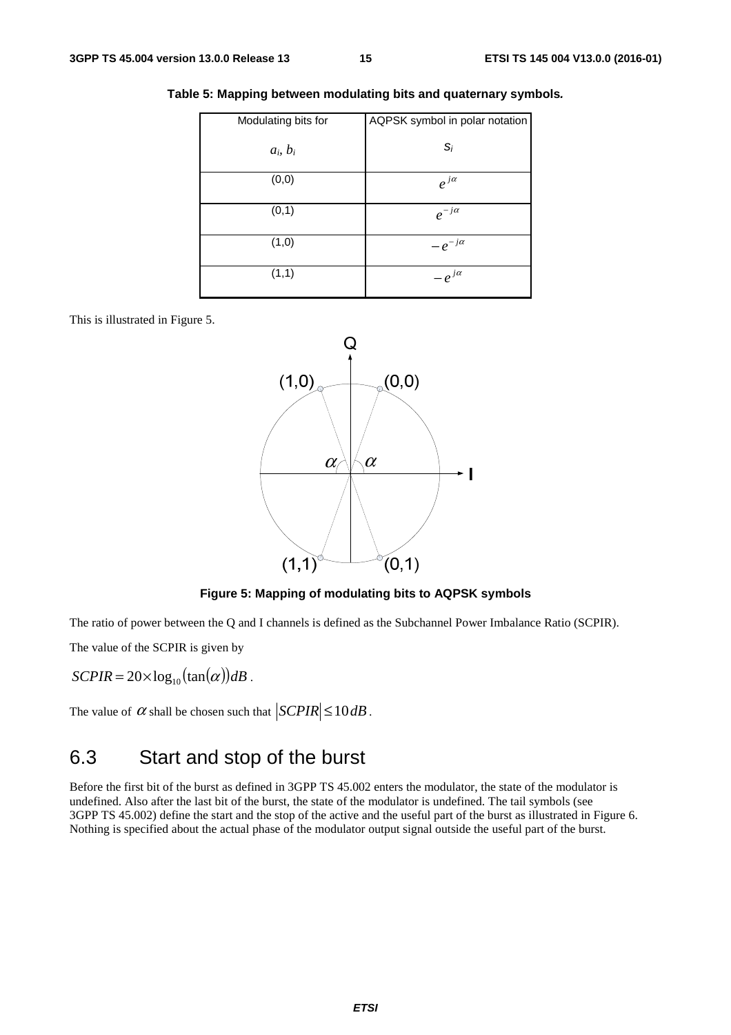**Table 5: Mapping between modulating bits and quaternary symbols.**

| Modulating bits for $a_i$, $b_i$ | AQPSK symbol in polar notation $s_i$ |
|---|---|
| (0,0) | $e^{j\alpha}$ |
| (0,1) | $e^{-j\alpha}$ |
| (1,0) | $-e^{-j\alpha}$ |
| (1,1) | $-e^{j\alpha}$ |

This is illustrated in Figure 5.

**Figure 5: Mapping of modulating bits to AQPSK symbols**

The ratio of power between the Q and I channels is defined as the Subchannel Power Imbalance Ratio (SCPIR).

The value of the SCPIR is given by

$$SCPIR = 20 \times \log_{10}(\tan(\alpha)) dB .$$

The value of $\alpha$ shall be chosen such that $|SCPIR| \leq 10\,dB$.

## 6.3 Start and stop of the burst

Before the first bit of the burst as defined in 3GPP TS 45.002 enters the modulator, the state of the modulator is undefined. Also after the last bit of the burst, the state of the modulator is undefined. The tail symbols (see 3GPP TS 45.002) define the start and the stop of the active and the useful part of the burst as illustrated in Figure 6. Nothing is specified about the actual phase of the modulator output signal outside the useful part of the burst.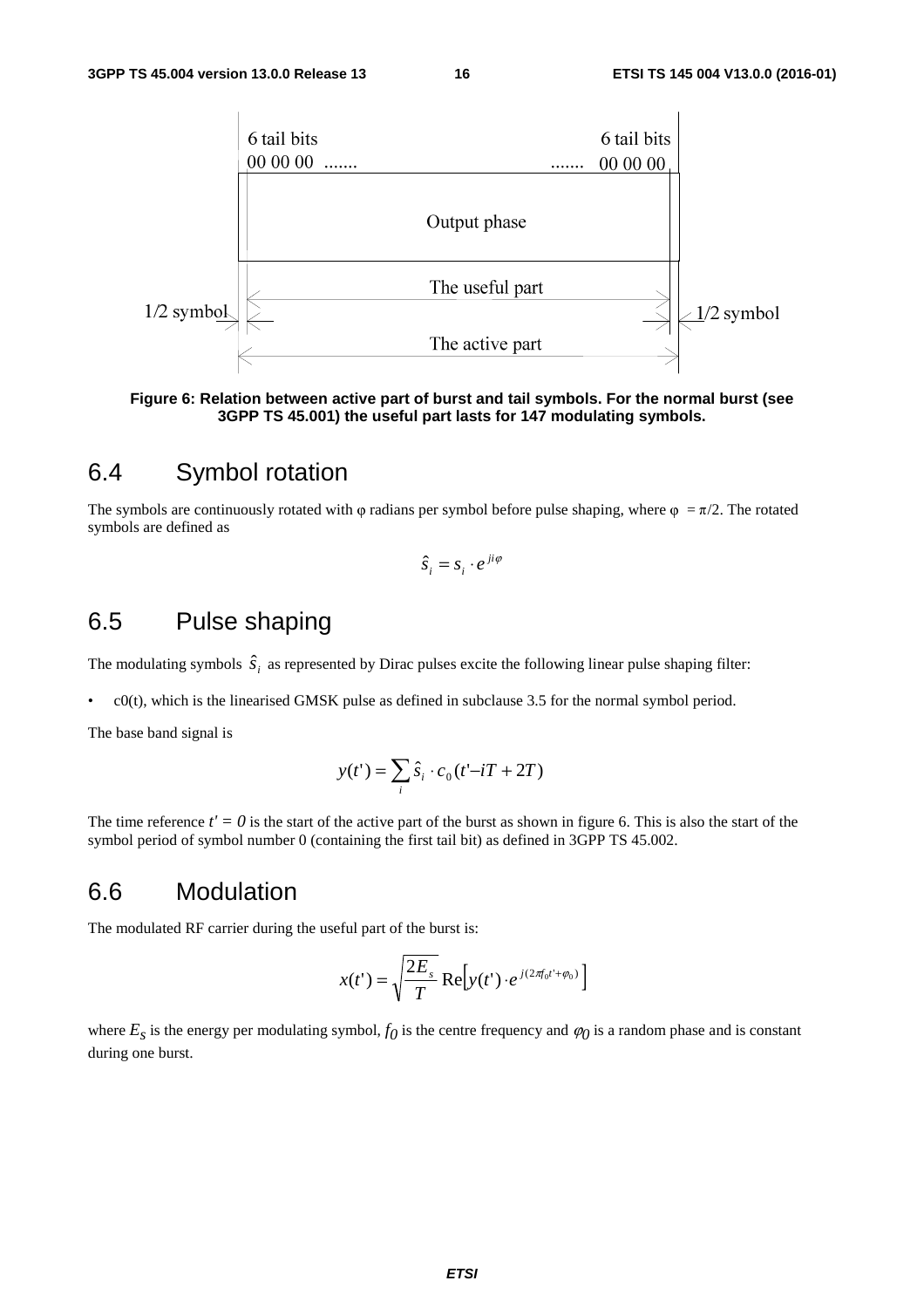6 tail bits
00 00 00 .......

....... 6 tail bits
00 00 00

Output phase

The useful part

1/2 symbol

1/2 symbol

The active part

**Figure 6: Relation between active part of burst and tail symbols. For the normal burst (see 3GPP TS 45.001) the useful part lasts for 147 modulating symbols.**

## 6.4 Symbol rotation

The symbols are continuously rotated with φ radians per symbol before pulse shaping, where $\varphi = \pi/2$. The rotated symbols are defined as

$$\hat{s}_i = s_i \cdot e^{ji\varphi}$$

## 6.5 Pulse shaping

The modulating symbols $\hat{s}_i$ as represented by Dirac pulses excite the following linear pulse shaping filter:

- c0(t), which is the linearised GMSK pulse as defined in subclause 3.5 for the normal symbol period.

The base band signal is

$$y(t') = \sum_i \hat{s}_i \cdot c_0(t' - iT + 2T)$$

The time reference $t' = 0$ is the start of the active part of the burst as shown in figure 6. This is also the start of the symbol period of symbol number 0 (containing the first tail bit) as defined in 3GPP TS 45.002.

## 6.6 Modulation

The modulated RF carrier during the useful part of the burst is:

$$x(t') = \sqrt{\frac{2E_s}{T}} \operatorname{Re}\left[ y(t') \cdot e^{j(2\pi f_0 t' + \varphi_0)} \right]$$

where $E_S$ is the energy per modulating symbol, $f_0$ is the centre frequency and $\varphi_0$ is a random phase and is constant during one burst.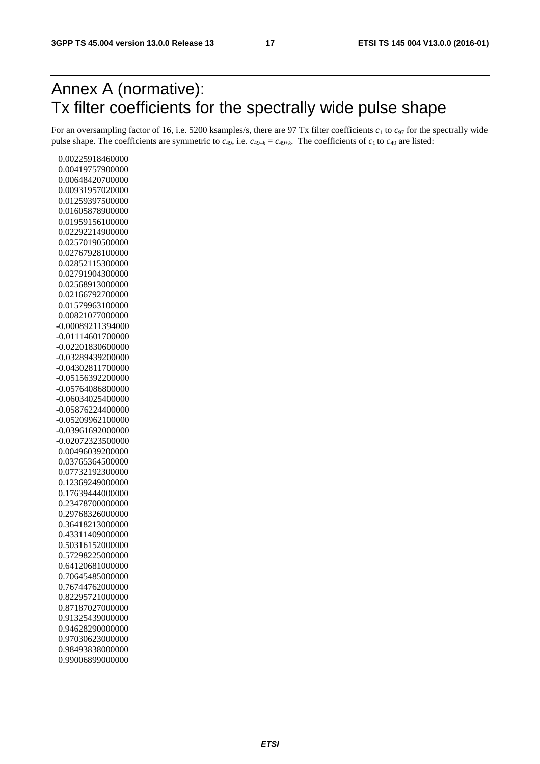# Annex A (normative): Tx filter coefficients for the spectrally wide pulse shape

For an oversampling factor of 16, i.e. 5200 ksamples/s, there are 97 Tx filter coefficients $c_1$ to $c_{97}$ for the spectrally wide pulse shape. The coefficients are symmetric to $c_{49}$, i.e. $c_{49-k} = c_{49+k}$. The coefficients of $c_1$ to $c_{49}$ are listed:

```
 0.00225918460000
 0.00419757900000
 0.00648420700000
 0.00931957020000
 0.01259397500000
 0.01605878900000
 0.01959156100000
 0.02292214900000
 0.02570190500000
 0.02767928100000
 0.02852115300000
 0.02791904300000
 0.02568913000000
 0.02166792700000
 0.01579963100000
 0.00821077000000
-0.00089211394000
-0.01114601700000
-0.02201830600000
-0.03289439200000
-0.04302811700000
-0.05156392200000
-0.05764086800000
-0.06034025400000
-0.05876224400000
-0.05209962100000
-0.03961692000000
-0.02072323500000
 0.00496039200000
 0.03765364500000
 0.07732192300000
 0.12369249000000
 0.17639444000000
 0.23478700000000
 0.29768326000000
 0.36418213000000
 0.43311409000000
 0.50316152000000
 0.57298225000000
 0.64120681000000
 0.70645485000000
 0.76744762000000
 0.82295721000000
 0.87187027000000
 0.91325439000000
 0.94628290000000
 0.97030623000000
 0.98493838000000
 0.99006899000000
```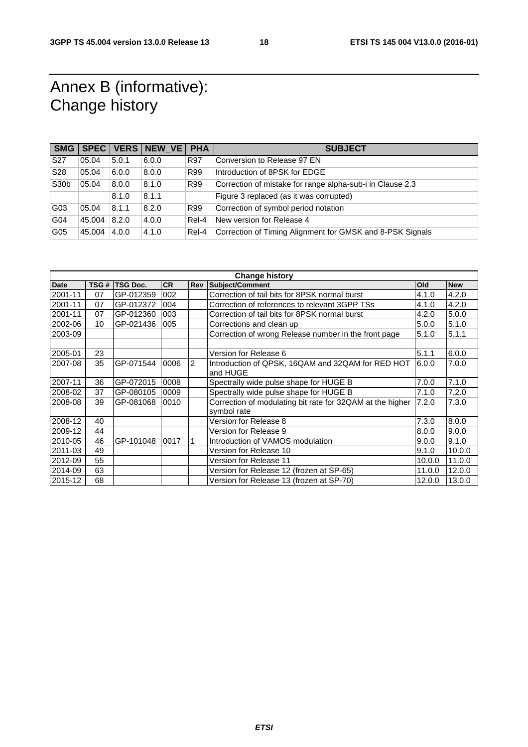# Annex B (informative): Change history

| SMG | SPEC | VERS | NEW_VE | PHA | SUBJECT |
|---|---|---|---|---|---|
| S27 | 05.04 | 5.0.1 | 6.0.0 | R97 | Conversion to Release 97 EN |
| S28 | 05.04 | 6.0.0 | 8.0.0 | R99 | Introduction of 8PSK for EDGE |
| S30b | 05.04 | 8.0.0 | 8.1.0 | R99 | Correction of mistake for range alpha-sub-i in Clause 2.3 |
| | | 8.1.0 | 8.1.1 | | Figure 3 replaced (as it was corrupted) |
| G03 | 05.04 | 8.1.1 | 8.2.0 | R99 | Correction of symbol period notation |
| G04 | 45.004 | 8.2.0 | 4.0.0 | Rel-4 | New version for Release 4 |
| G05 | 45.004 | 4.0.0 | 4.1.0 | Rel-4 | Correction of Timing Alignment for GMSK and 8-PSK Signals |

| Change history | | | | | | | |
|---|---|---|---|---|---|---|---|
| **Date** | **TSG #** | **TSG Doc.** | **CR** | **Rev** | **Subject/Comment** | **Old** | **New** |
| 2001-11 | 07 | GP-012359 | 002 | | Correction of tail bits for 8PSK normal burst | 4.1.0 | 4.2.0 |
| 2001-11 | 07 | GP-012372 | 004 | | Correction of references to relevant 3GPP TSs | 4.1.0 | 4.2.0 |
| 2001-11 | 07 | GP-012360 | 003 | | Correction of tail bits for 8PSK normal burst | 4.2.0 | 5.0.0 |
| 2002-06 | 10 | GP-021436 | 005 | | Corrections and clean up | 5.0.0 | 5.1.0 |
| 2003-09 | | | | | Correction of wrong Release number in the front page | 5.1.0 | 5.1.1 |
| | | | | | | | |
| 2005-01 | 23 | | | | Version for Release 6 | 5.1.1 | 6.0.0 |
| 2007-08 | 35 | GP-071544 | 0006 | 2 | Introduction of QPSK, 16QAM and 32QAM for RED HOT and HUGE | 6.0.0 | 7.0.0 |
| 2007-11 | 36 | GP-072015 | 0008 | | Spectrally wide pulse shape for HUGE B | 7.0.0 | 7.1.0 |
| 2008-02 | 37 | GP-080105 | 0009 | | Spectrally wide pulse shape for HUGE B | 7.1.0 | 7.2.0 |
| 2008-08 | 39 | GP-081068 | 0010 | | Correction of modulating bit rate for 32QAM at the higher symbol rate | 7.2.0 | 7.3.0 |
| 2008-12 | 40 | | | | Version for Release 8 | 7.3.0 | 8.0.0 |
| 2009-12 | 44 | | | | Version for Release 9 | 8.0.0 | 9.0.0 |
| 2010-05 | 46 | GP-101048 | 0017 | 1 | Introduction of VAMOS modulation | 9.0.0 | 9.1.0 |
| 2011-03 | 49 | | | | Version for Release 10 | 9.1.0 | 10.0.0 |
| 2012-09 | 55 | | | | Version for Release 11 | 10.0.0 | 11.0.0 |
| 2014-09 | 63 | | | | Version for Release 12 (frozen at SP-65) | 11.0.0 | 12.0.0 |
| 2015-12 | 68 | | | | Version for Release 13 (frozen at SP-70) | 12.0.0 | 13.0.0 |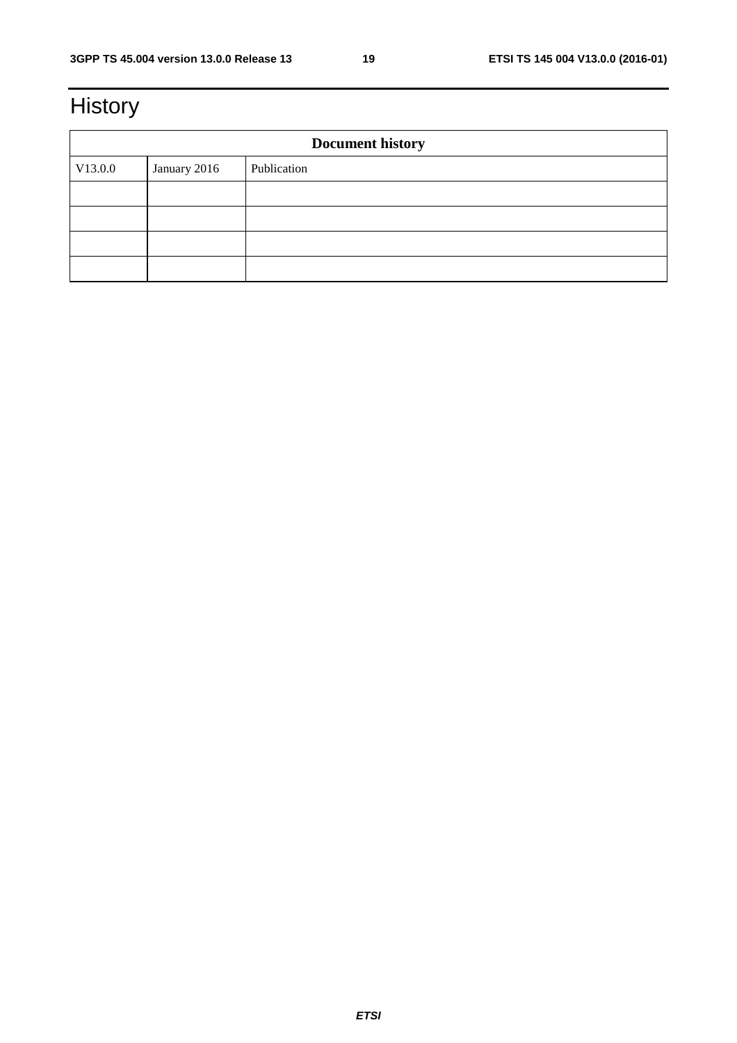# History

| Document history | | |
|---|---|---|
| V13.0.0 | January 2016 | Publication |
| | | |
| | | |
| | | |
| | | |